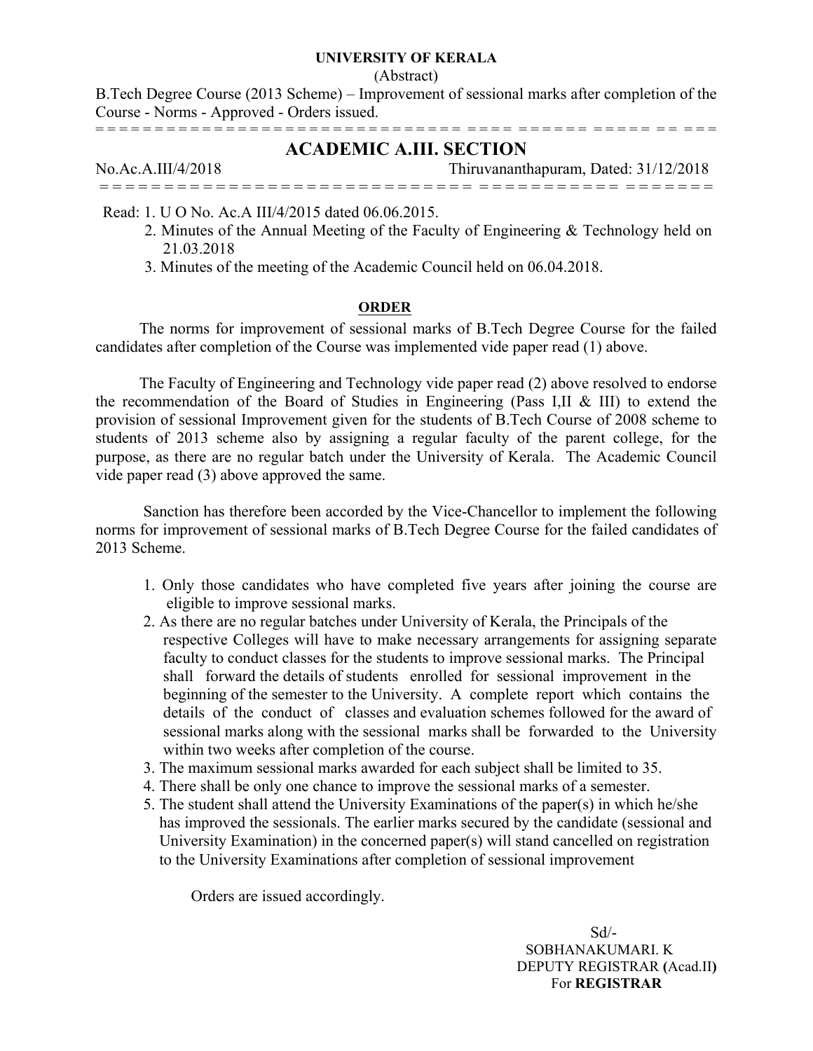**UNIVERSITY OF KERALA**

(Abstract)

B.Tech Degree Course (2013 Scheme) – Improvement of sessional marks after completion of the Course - Norms - Approved - Orders issued.

= = = = = = = = = = = = = = = = = = = = = = = = = = = = = = = = = = = = = = = = = = = = = = =

## ACADEMIC A.III. SECTION

No.Ac.A.III/4/2018 Thiruvananthapuram, Dated: 31/12/2018

= = = = = = = = = = = = = = = = = = = = = = = = = = = = = = = = = = = = = = = = = = = = = = =

Read: 1. U O No. Ac.A III/4/2015 dated 06.06.2015.

2. Minutes of the Annual Meeting of the Faculty of Engineering & Technology held on 21.03.2018

3. Minutes of the meeting of the Academic Council held on 06.04.2018.

**ORDER**

The norms for improvement of sessional marks of B.Tech Degree Course for the failed candidates after completion of the Course was implemented vide paper read (1) above.

The Faculty of Engineering and Technology vide paper read (2) above resolved to endorse the recommendation of the Board of Studies in Engineering (Pass I,II & III) to extend the provision of sessional Improvement given for the students of B.Tech Course of 2008 scheme to students of 2013 scheme also by assigning a regular faculty of the parent college, for the purpose, as there are no regular batch under the University of Kerala. The Academic Council vide paper read (3) above approved the same.

Sanction has therefore been accorded by the Vice-Chancellor to implement the following norms for improvement of sessional marks of B.Tech Degree Course for the failed candidates of 2013 Scheme.

1. Only those candidates who have completed five years after joining the course are eligible to improve sessional marks.
2. As there are no regular batches under University of Kerala, the Principals of the respective Colleges will have to make necessary arrangements for assigning separate faculty to conduct classes for the students to improve sessional marks. The Principal shall forward the details of students enrolled for sessional improvement in the beginning of the semester to the University. A complete report which contains the details of the conduct of classes and evaluation schemes followed for the award of sessional marks along with the sessional marks shall be forwarded to the University within two weeks after completion of the course.
3. The maximum sessional marks awarded for each subject shall be limited to 35.
4. There shall be only one chance to improve the sessional marks of a semester.
5. The student shall attend the University Examinations of the paper(s) in which he/she has improved the sessionals. The earlier marks secured by the candidate (sessional and University Examination) in the concerned paper(s) will stand cancelled on registration to the University Examinations after completion of sessional improvement

Orders are issued accordingly.

Sd/-

SOBHANAKUMARI. K

DEPUTY REGISTRAR **(**Acad.II**)**

For **REGISTRAR**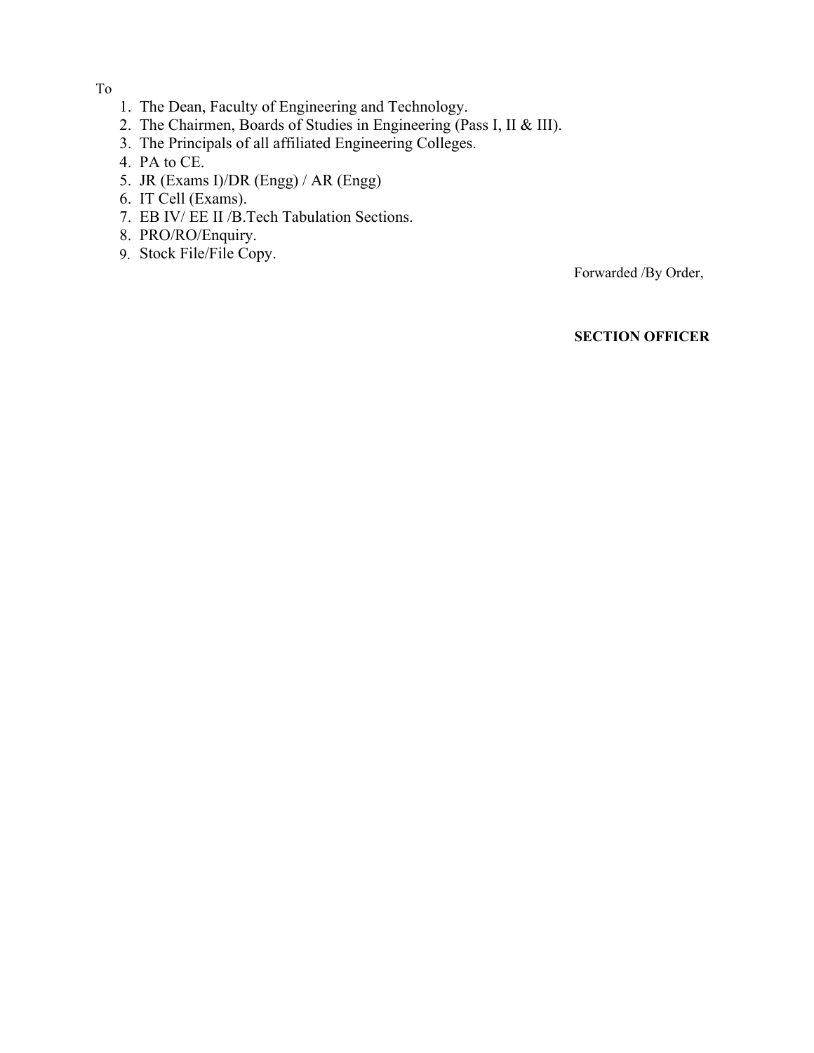To

1. The Dean, Faculty of Engineering and Technology.
2. The Chairmen, Boards of Studies in Engineering (Pass I, II & III).
3. The Principals of all affiliated Engineering Colleges.
4. PA to CE.
5. JR (Exams I)/DR (Engg) / AR (Engg)
6. IT Cell (Exams).
7. EB IV/ EE II /B.Tech Tabulation Sections.
8. PRO/RO/Enquiry.
9. Stock File/File Copy.

Forwarded /By Order,

**SECTION OFFICER**